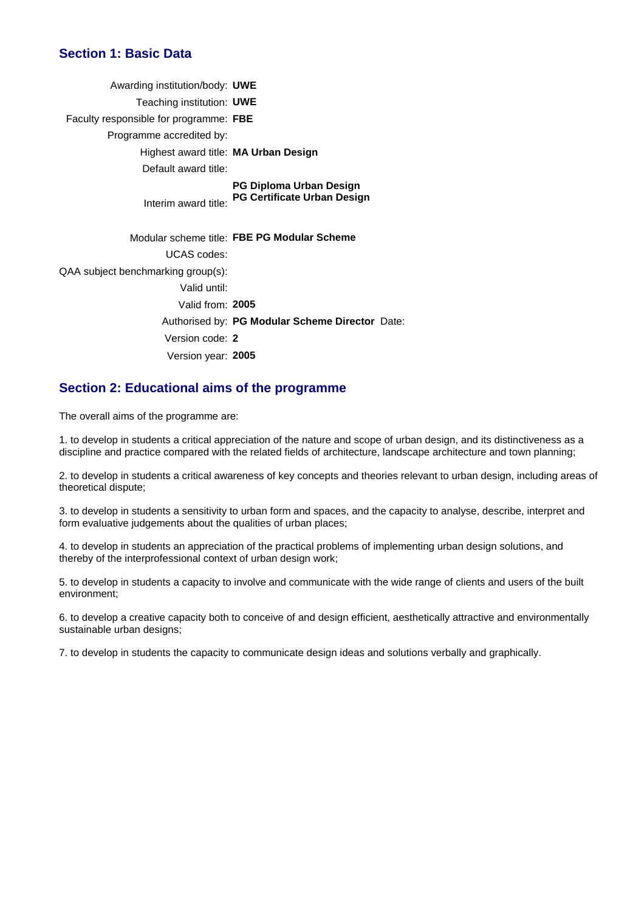## Section 1: Basic Data

| | |
|---|---|
| Awarding institution/body: | **UWE** |
| Teaching institution: | **UWE** |
| Faculty responsible for programme: | **FBE** |
| Programme accredited by: | |
| Highest award title: | **MA Urban Design** |
| Default award title: | |
| Interim award title: | **PG Diploma Urban Design**<br>**PG Certificate Urban Design** |
| Modular scheme title: | **FBE PG Modular Scheme** |
| UCAS codes: | |
| QAA subject benchmarking group(s): | |
| Valid until: | |
| Valid from: | **2005** |
| Authorised by: | **PG Modular Scheme Director** Date: |
| Version code: | **2** |
| Version year: | **2005** |

## Section 2: Educational aims of the programme

The overall aims of the programme are:

1. to develop in students a critical appreciation of the nature and scope of urban design, and its distinctiveness as a discipline and practice compared with the related fields of architecture, landscape architecture and town planning;

2. to develop in students a critical awareness of key concepts and theories relevant to urban design, including areas of theoretical dispute;

3. to develop in students a sensitivity to urban form and spaces, and the capacity to analyse, describe, interpret and form evaluative judgements about the qualities of urban places;

4. to develop in students an appreciation of the practical problems of implementing urban design solutions, and thereby of the interprofessional context of urban design work;

5. to develop in students a capacity to involve and communicate with the wide range of clients and users of the built environment;

6. to develop a creative capacity both to conceive of and design efficient, aesthetically attractive and environmentally sustainable urban designs;

7. to develop in students the capacity to communicate design ideas and solutions verbally and graphically.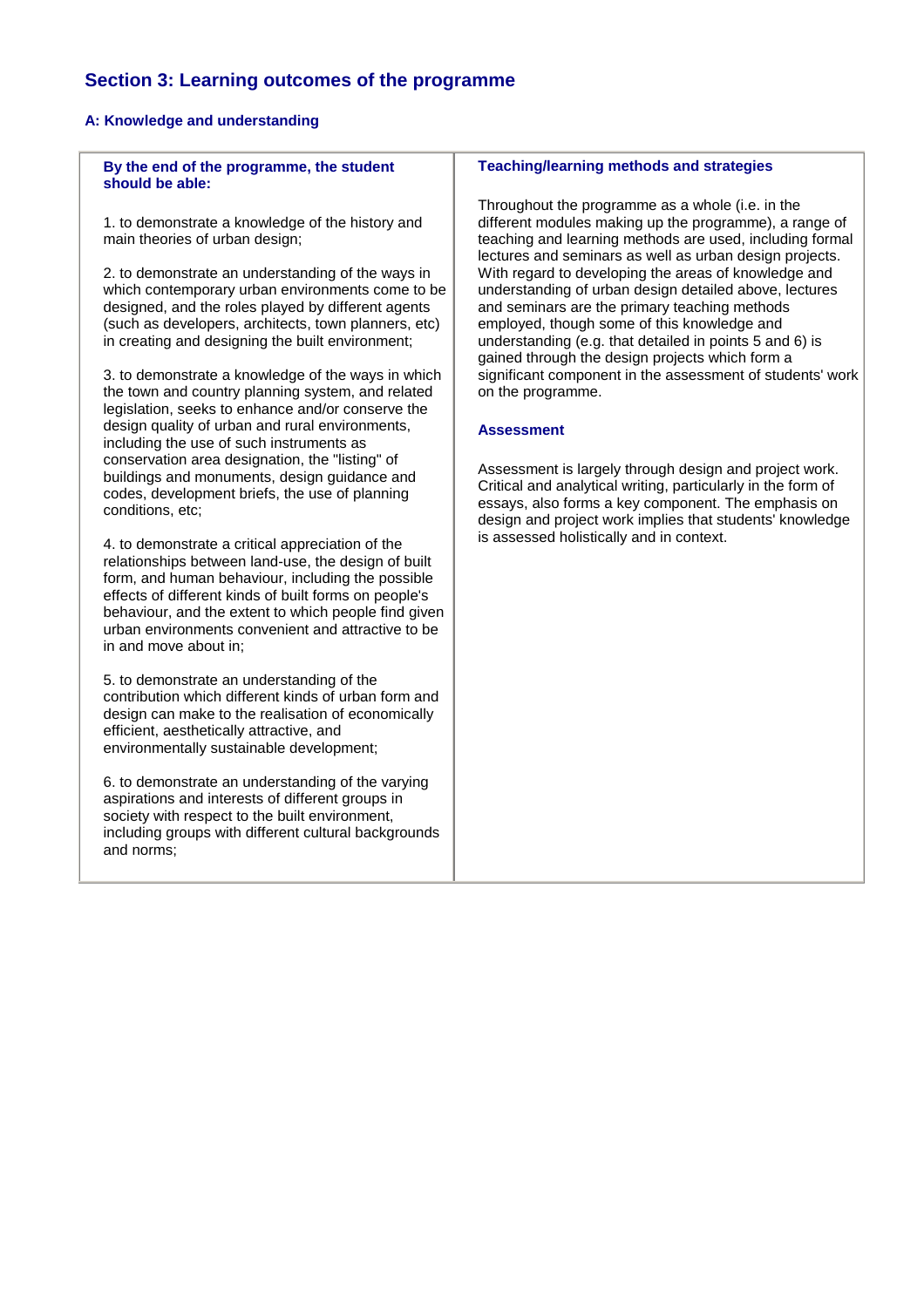## Section 3: Learning outcomes of the programme

### A: Knowledge and understanding

| By the end of the programme, the student should be able: | Teaching/learning methods and strategies |
|---|---|
| 1. to demonstrate a knowledge of the history and main theories of urban design;<br><br>2. to demonstrate an understanding of the ways in which contemporary urban environments come to be designed, and the roles played by different agents (such as developers, architects, town planners, etc) in creating and designing the built environment;<br><br>3. to demonstrate a knowledge of the ways in which the town and country planning system, and related legislation, seeks to enhance and/or conserve the design quality of urban and rural environments, including the use of such instruments as conservation area designation, the "listing" of buildings and monuments, design guidance and codes, development briefs, the use of planning conditions, etc;<br><br>4. to demonstrate a critical appreciation of the relationships between land-use, the design of built form, and human behaviour, including the possible effects of different kinds of built forms on people's behaviour, and the extent to which people find given urban environments convenient and attractive to be in and move about in;<br><br>5. to demonstrate an understanding of the contribution which different kinds of urban form and design can make to the realisation of economically efficient, aesthetically attractive, and environmentally sustainable development;<br><br>6. to demonstrate an understanding of the varying aspirations and interests of different groups in society with respect to the built environment, including groups with different cultural backgrounds and norms; | Throughout the programme as a whole (i.e. in the different modules making up the programme), a range of teaching and learning methods are used, including formal lectures and seminars as well as urban design projects. With regard to developing the areas of knowledge and understanding of urban design detailed above, lectures and seminars are the primary teaching methods employed, though some of this knowledge and understanding (e.g. that detailed in points 5 and 6) is gained through the design projects which form a significant component in the assessment of students' work on the programme.<br><br>**Assessment**<br><br>Assessment is largely through design and project work. Critical and analytical writing, particularly in the form of essays, also forms a key component. The emphasis on design and project work implies that students' knowledge is assessed holistically and in context. |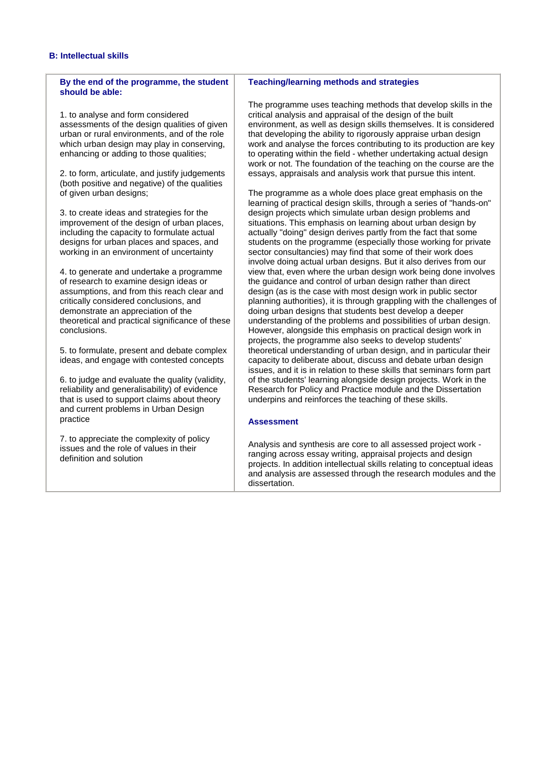### B: Intellectual skills

| By the end of the programme, the student should be able: | Teaching/learning methods and strategies |
|---|---|
| 1. to analyse and form considered assessments of the design qualities of given urban or rural environments, and of the role which urban design may play in conserving, enhancing or adding to those qualities;<br><br>2. to form, articulate, and justify judgements (both positive and negative) of the qualities of given urban designs;<br><br>3. to create ideas and strategies for the improvement of the design of urban places, including the capacity to formulate actual designs for urban places and spaces, and working in an environment of uncertainty<br><br>4. to generate and undertake a programme of research to examine design ideas or assumptions, and from this reach clear and critically considered conclusions, and demonstrate an appreciation of the theoretical and practical significance of these conclusions.<br><br>5. to formulate, present and debate complex ideas, and engage with contested concepts<br><br>6. to judge and evaluate the quality (validity, reliability and generalisability) of evidence that is used to support claims about theory and current problems in Urban Design practice<br><br>7. to appreciate the complexity of policy issues and the role of values in their definition and solution | The programme uses teaching methods that develop skills in the critical analysis and appraisal of the design of the built environment, as well as design skills themselves. It is considered that developing the ability to rigorously appraise urban design work and analyse the forces contributing to its production are key to operating within the field - whether undertaking actual design work or not. The foundation of the teaching on the course are the essays, appraisals and analysis work that pursue this intent.<br><br>The programme as a whole does place great emphasis on the learning of practical design skills, through a series of "hands-on" design projects which simulate urban design problems and situations. This emphasis on learning about urban design by actually "doing" design derives partly from the fact that some students on the programme (especially those working for private sector consultancies) may find that some of their work does involve doing actual urban designs. But it also derives from our view that, even where the urban design work being done involves the guidance and control of urban design rather than direct design (as is the case with most design work in public sector planning authorities), it is through grappling with the challenges of doing urban designs that students best develop a deeper understanding of the problems and possibilities of urban design. However, alongside this emphasis on practical design work in projects, the programme also seeks to develop students' theoretical understanding of urban design, and in particular their capacity to deliberate about, discuss and debate urban design issues, and it is in relation to these skills that seminars form part of the students' learning alongside design projects. Work in the Research for Policy and Practice module and the Dissertation underpins and reinforces the teaching of these skills.<br><br>**Assessment**<br><br>Analysis and synthesis are core to all assessed project work - ranging across essay writing, appraisal projects and design projects. In addition intellectual skills relating to conceptual ideas and analysis are assessed through the research modules and the dissertation. |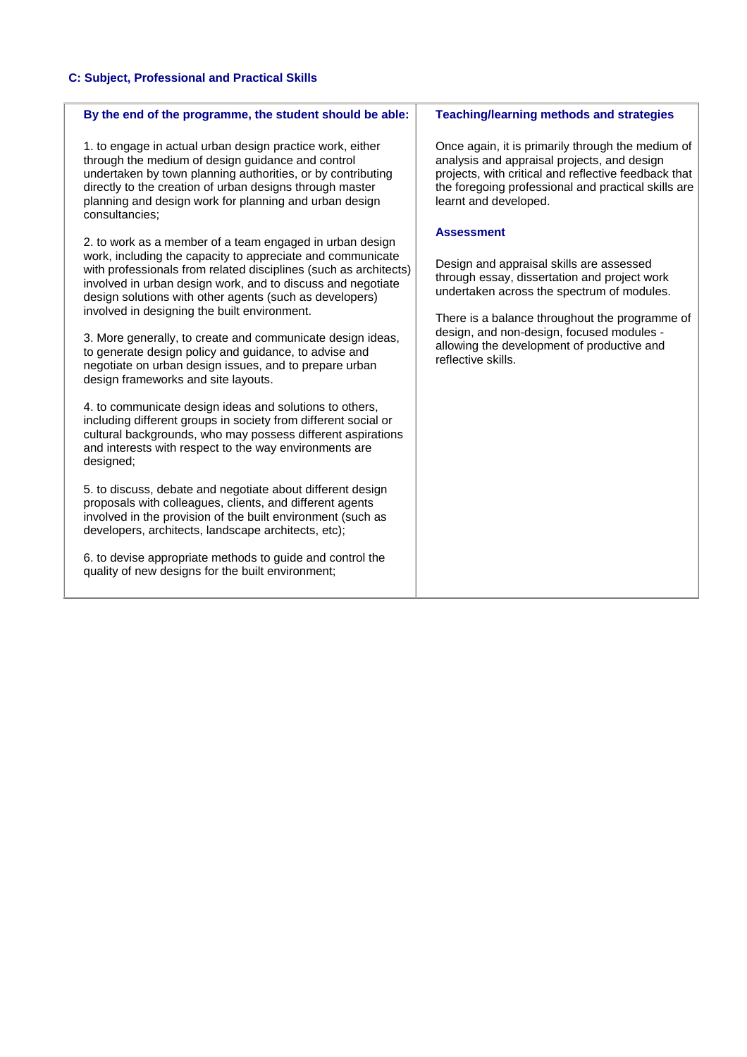### C: Subject, Professional and Practical Skills

| By the end of the programme, the student should be able: | Teaching/learning methods and strategies |
|---|---|
| 1. to engage in actual urban design practice work, either through the medium of design guidance and control undertaken by town planning authorities, or by contributing directly to the creation of urban designs through master planning and design work for planning and urban design consultancies;<br><br>2. to work as a member of a team engaged in urban design work, including the capacity to appreciate and communicate with professionals from related disciplines (such as architects) involved in urban design work, and to discuss and negotiate design solutions with other agents (such as developers) involved in designing the built environment.<br><br>3. More generally, to create and communicate design ideas, to generate design policy and guidance, to advise and negotiate on urban design issues, and to prepare urban design frameworks and site layouts.<br><br>4. to communicate design ideas and solutions to others, including different groups in society from different social or cultural backgrounds, who may possess different aspirations and interests with respect to the way environments are designed;<br><br>5. to discuss, debate and negotiate about different design proposals with colleagues, clients, and different agents involved in the provision of the built environment (such as developers, architects, landscape architects, etc);<br><br>6. to devise appropriate methods to guide and control the quality of new designs for the built environment; | Once again, it is primarily through the medium of analysis and appraisal projects, and design projects, with critical and reflective feedback that the foregoing professional and practical skills are learnt and developed.<br><br>**Assessment**<br><br>Design and appraisal skills are assessed through essay, dissertation and project work undertaken across the spectrum of modules.<br><br>There is a balance throughout the programme of design, and non-design, focused modules - allowing the development of productive and reflective skills. |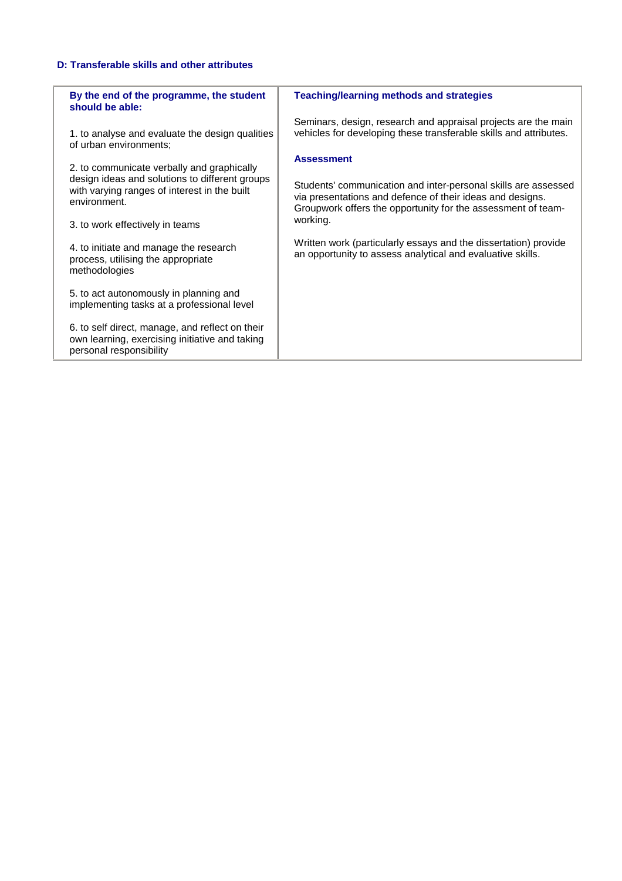### D: Transferable skills and other attributes

| By the end of the programme, the student should be able: | Teaching/learning methods and strategies |
|---|---|
| 1. to analyse and evaluate the design qualities of urban environments;<br><br>2. to communicate verbally and graphically design ideas and solutions to different groups with varying ranges of interest in the built environment.<br><br>3. to work effectively in teams<br><br>4. to initiate and manage the research process, utilising the appropriate methodologies<br><br>5. to act autonomously in planning and implementing tasks at a professional level<br><br>6. to self direct, manage, and reflect on their own learning, exercising initiative and taking personal responsibility | Seminars, design, research and appraisal projects are the main vehicles for developing these transferable skills and attributes.<br><br>**Assessment**<br><br>Students' communication and inter-personal skills are assessed via presentations and defence of their ideas and designs. Groupwork offers the opportunity for the assessment of team-working.<br><br>Written work (particularly essays and the dissertation) provide an opportunity to assess analytical and evaluative skills. |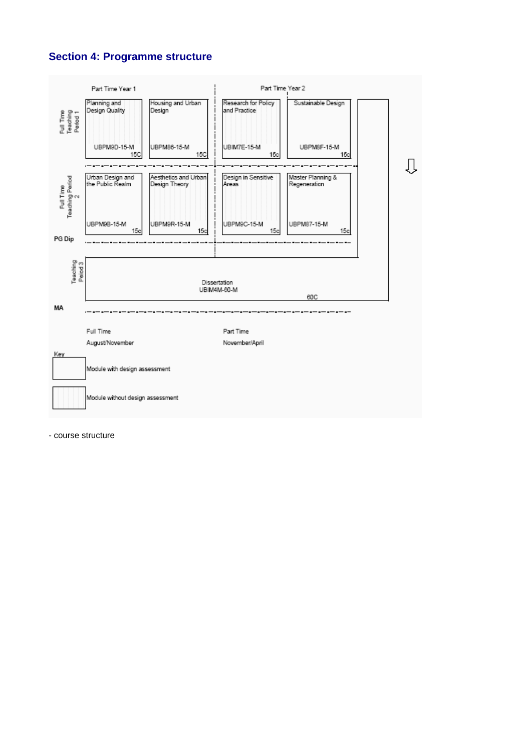## Section 4: Programme structure

| | Part Time Year 1 | | Part Time Year 2 | |
|---|---|---|---|---|
| Full Time Teaching Period 1 | Planning and Design Quality UBPM9D-15-M 15C | Housing and Urban Design UBPM86-15-M 15C | Research for Policy and Practice UBIM7E-15-M 15c | Sustainable Design UBPM8F-15-M 15c |
| Full Time Teaching Period 2 | Urban Design and the Public Realm UBPM9B-15-M 15c | Aesthetics and Urban Design Theory UBPM9R-15-M 15c | Design in Sensitive Areas UBPM9C-15-M 15c | Master Planning & Regeneration UBPM87-15-M 15c |
| **PG Dip** | | | | |
| Teaching Period 3 | Dissertation UBIM4M-60-M 60C | | | |
| **MA** | | | | |

| Full Time | Part Time |
|---|---|
| August/November | November/April |

Key

- Module with design assessment
- Module without design assessment

- course structure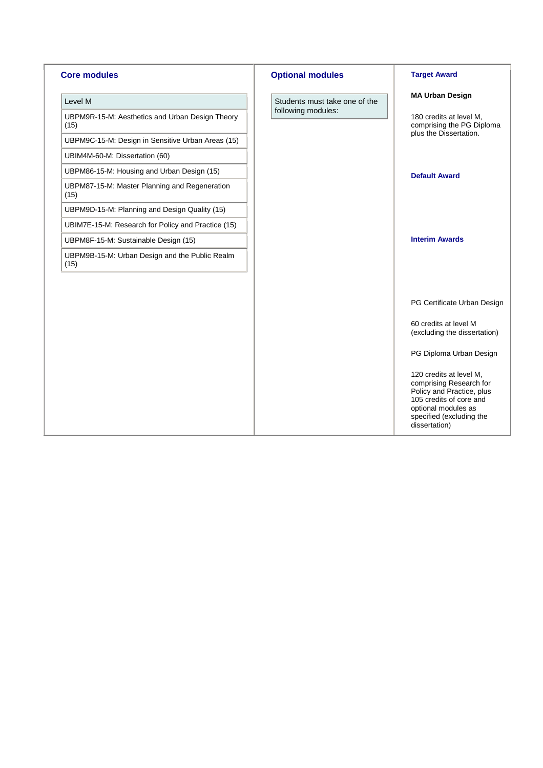| Core modules | Optional modules | Target Award |
|---|---|---|
| **Level M** | Students must take one of the following modules: | **MA Urban Design** |
| UBPM9R-15-M: Aesthetics and Urban Design Theory (15) | | 180 credits at level M, comprising the PG Diploma plus the Dissertation. |
| UBPM9C-15-M: Design in Sensitive Urban Areas (15) | | |
| UBIM4M-60-M: Dissertation (60) | | |
| UBPM86-15-M: Housing and Urban Design (15) | | **Default Award** |
| UBPM87-15-M: Master Planning and Regeneration (15) | | |
| UBPM9D-15-M: Planning and Design Quality (15) | | |
| UBIM7E-15-M: Research for Policy and Practice (15) | | |
| UBPM8F-15-M: Sustainable Design (15) | | **Interim Awards** |
| UBPM9B-15-M: Urban Design and the Public Realm (15) | | |
| | | PG Certificate Urban Design |
| | | 60 credits at level M (excluding the dissertation) |
| | | PG Diploma Urban Design |
| | | 120 credits at level M, comprising Research for Policy and Practice, plus 105 credits of core and optional modules as specified (excluding the dissertation) |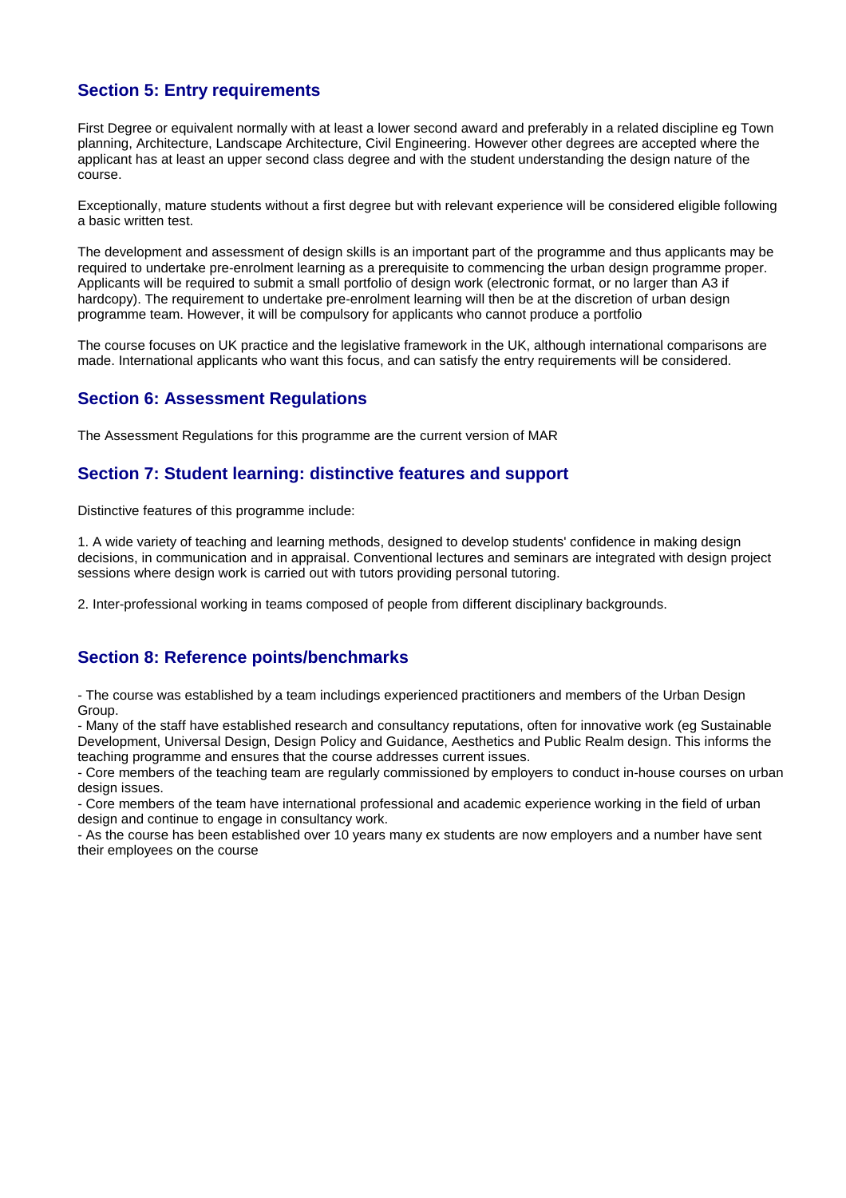## Section 5: Entry requirements

First Degree or equivalent normally with at least a lower second award and preferably in a related discipline eg Town planning, Architecture, Landscape Architecture, Civil Engineering. However other degrees are accepted where the applicant has at least an upper second class degree and with the student understanding the design nature of the course.

Exceptionally, mature students without a first degree but with relevant experience will be considered eligible following a basic written test.

The development and assessment of design skills is an important part of the programme and thus applicants may be required to undertake pre-enrolment learning as a prerequisite to commencing the urban design programme proper. Applicants will be required to submit a small portfolio of design work (electronic format, or no larger than A3 if hardcopy). The requirement to undertake pre-enrolment learning will then be at the discretion of urban design programme team. However, it will be compulsory for applicants who cannot produce a portfolio

The course focuses on UK practice and the legislative framework in the UK, although international comparisons are made. International applicants who want this focus, and can satisfy the entry requirements will be considered.

## Section 6: Assessment Regulations

The Assessment Regulations for this programme are the current version of MAR

## Section 7: Student learning: distinctive features and support

Distinctive features of this programme include:

1. A wide variety of teaching and learning methods, designed to develop students' confidence in making design decisions, in communication and in appraisal. Conventional lectures and seminars are integrated with design project sessions where design work is carried out with tutors providing personal tutoring.

2. Inter-professional working in teams composed of people from different disciplinary backgrounds.

## Section 8: Reference points/benchmarks

- The course was established by a team includings experienced practitioners and members of the Urban Design Group.
- Many of the staff have established research and consultancy reputations, often for innovative work (eg Sustainable Development, Universal Design, Design Policy and Guidance, Aesthetics and Public Realm design. This informs the teaching programme and ensures that the course addresses current issues.
- Core members of the teaching team are regularly commissioned by employers to conduct in-house courses on urban design issues.
- Core members of the team have international professional and academic experience working in the field of urban design and continue to engage in consultancy work.
- As the course has been established over 10 years many ex students are now employers and a number have sent their employees on the course